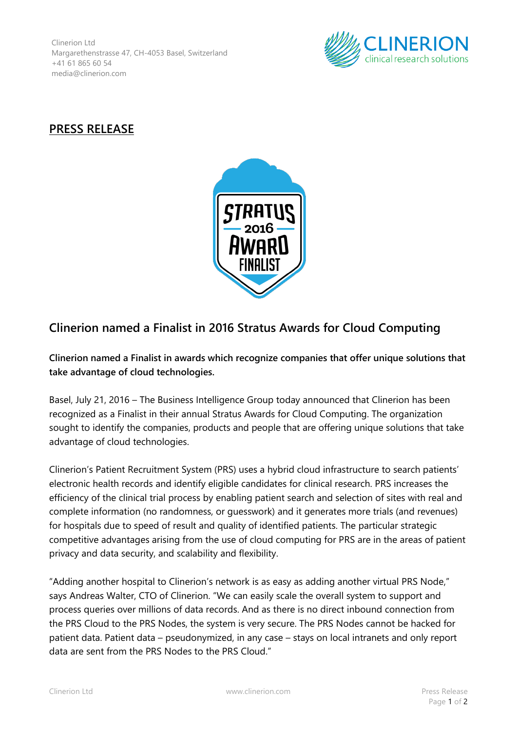Clinerion Ltd
Margarethenstrasse 47, CH-4053 Basel, Switzerland
+41 61 865 60 54
media@clinerion.com

## PRESS RELEASE

# Clinerion named a Finalist in 2016 Stratus Awards for Cloud Computing

**Clinerion named a Finalist in awards which recognize companies that offer unique solutions that take advantage of cloud technologies.**

Basel, July 21, 2016 – The Business Intelligence Group today announced that Clinerion has been recognized as a Finalist in their annual Stratus Awards for Cloud Computing. The organization sought to identify the companies, products and people that are offering unique solutions that take advantage of cloud technologies.

Clinerion's Patient Recruitment System (PRS) uses a hybrid cloud infrastructure to search patients' electronic health records and identify eligible candidates for clinical research. PRS increases the efficiency of the clinical trial process by enabling patient search and selection of sites with real and complete information (no randomness, or guesswork) and it generates more trials (and revenues) for hospitals due to speed of result and quality of identified patients. The particular strategic competitive advantages arising from the use of cloud computing for PRS are in the areas of patient privacy and data security, and scalability and flexibility.

"Adding another hospital to Clinerion's network is as easy as adding another virtual PRS Node," says Andreas Walter, CTO of Clinerion. "We can easily scale the overall system to support and process queries over millions of data records. And as there is no direct inbound connection from the PRS Cloud to the PRS Nodes, the system is very secure. The PRS Nodes cannot be hacked for patient data. Patient data – pseudonymized, in any case – stays on local intranets and only report data are sent from the PRS Nodes to the PRS Cloud."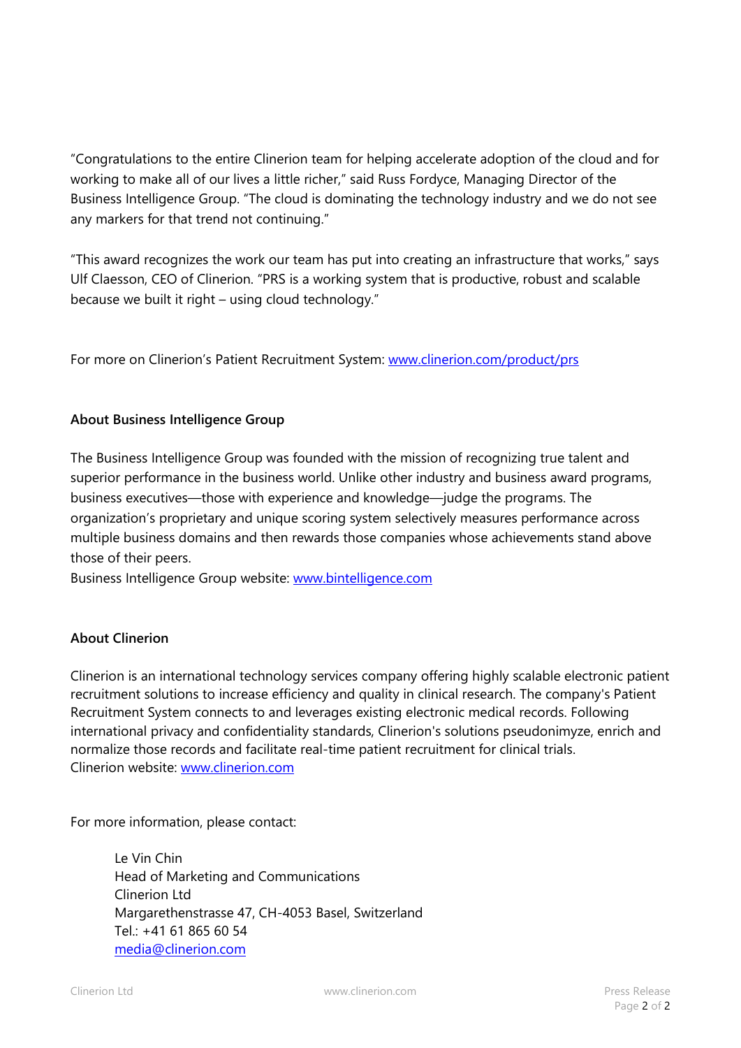"Congratulations to the entire Clinerion team for helping accelerate adoption of the cloud and for working to make all of our lives a little richer," said Russ Fordyce, Managing Director of the Business Intelligence Group. "The cloud is dominating the technology industry and we do not see any markers for that trend not continuing."

"This award recognizes the work our team has put into creating an infrastructure that works," says Ulf Claesson, CEO of Clinerion. "PRS is a working system that is productive, robust and scalable because we built it right – using cloud technology."

For more on Clinerion's Patient Recruitment System: [www.clinerion.com/product/prs](www.clinerion.com/product/prs)

**About Business Intelligence Group**

The Business Intelligence Group was founded with the mission of recognizing true talent and superior performance in the business world. Unlike other industry and business award programs, business executives—those with experience and knowledge—judge the programs. The organization's proprietary and unique scoring system selectively measures performance across multiple business domains and then rewards those companies whose achievements stand above those of their peers.
Business Intelligence Group website: [www.bintelligence.com](www.bintelligence.com)

**About Clinerion**

Clinerion is an international technology services company offering highly scalable electronic patient recruitment solutions to increase efficiency and quality in clinical research. The company's Patient Recruitment System connects to and leverages existing electronic medical records. Following international privacy and confidentiality standards, Clinerion's solutions pseudonimyze, enrich and normalize those records and facilitate real-time patient recruitment for clinical trials.
Clinerion website: [www.clinerion.com](www.clinerion.com)

For more information, please contact:

> Le Vin Chin
> Head of Marketing and Communications
> Clinerion Ltd
> Margarethenstrasse 47, CH-4053 Basel, Switzerland
> Tel.: +41 61 865 60 54
> [media@clinerion.com](mailto:media@clinerion.com)